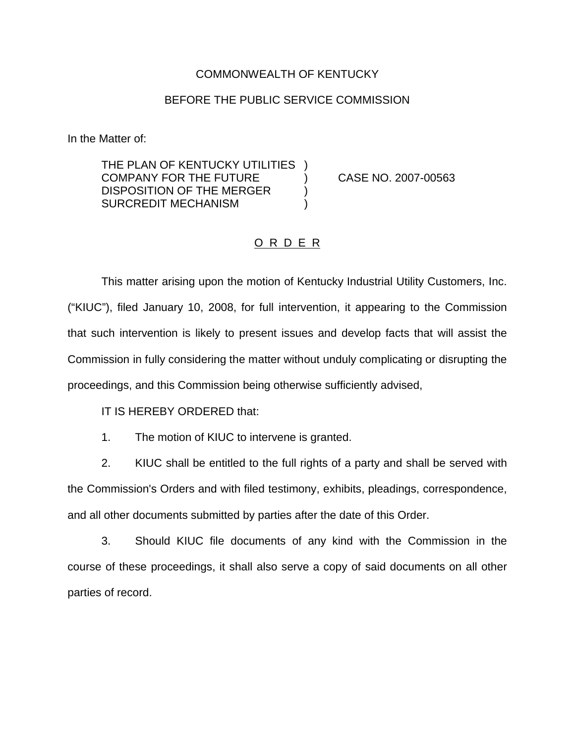COMMONWEALTH OF KENTUCKY

BEFORE THE PUBLIC SERVICE COMMISSION

In the Matter of:

THE PLAN OF KENTUCKY UTILITIES COMPANY FOR THE FUTURE DISPOSITION OF THE MERGER SURCREDIT MECHANISM ) CASE NO. 2007-00563

# O R D E R

This matter arising upon the motion of Kentucky Industrial Utility Customers, Inc. ("KIUC"), filed January 10, 2008, for full intervention, it appearing to the Commission that such intervention is likely to present issues and develop facts that will assist the Commission in fully considering the matter without unduly complicating or disrupting the proceedings, and this Commission being otherwise sufficiently advised,

IT IS HEREBY ORDERED that:

1. The motion of KIUC to intervene is granted.

2. KIUC shall be entitled to the full rights of a party and shall be served with the Commission's Orders and with filed testimony, exhibits, pleadings, correspondence, and all other documents submitted by parties after the date of this Order.

3. Should KIUC file documents of any kind with the Commission in the course of these proceedings, it shall also serve a copy of said documents on all other parties of record.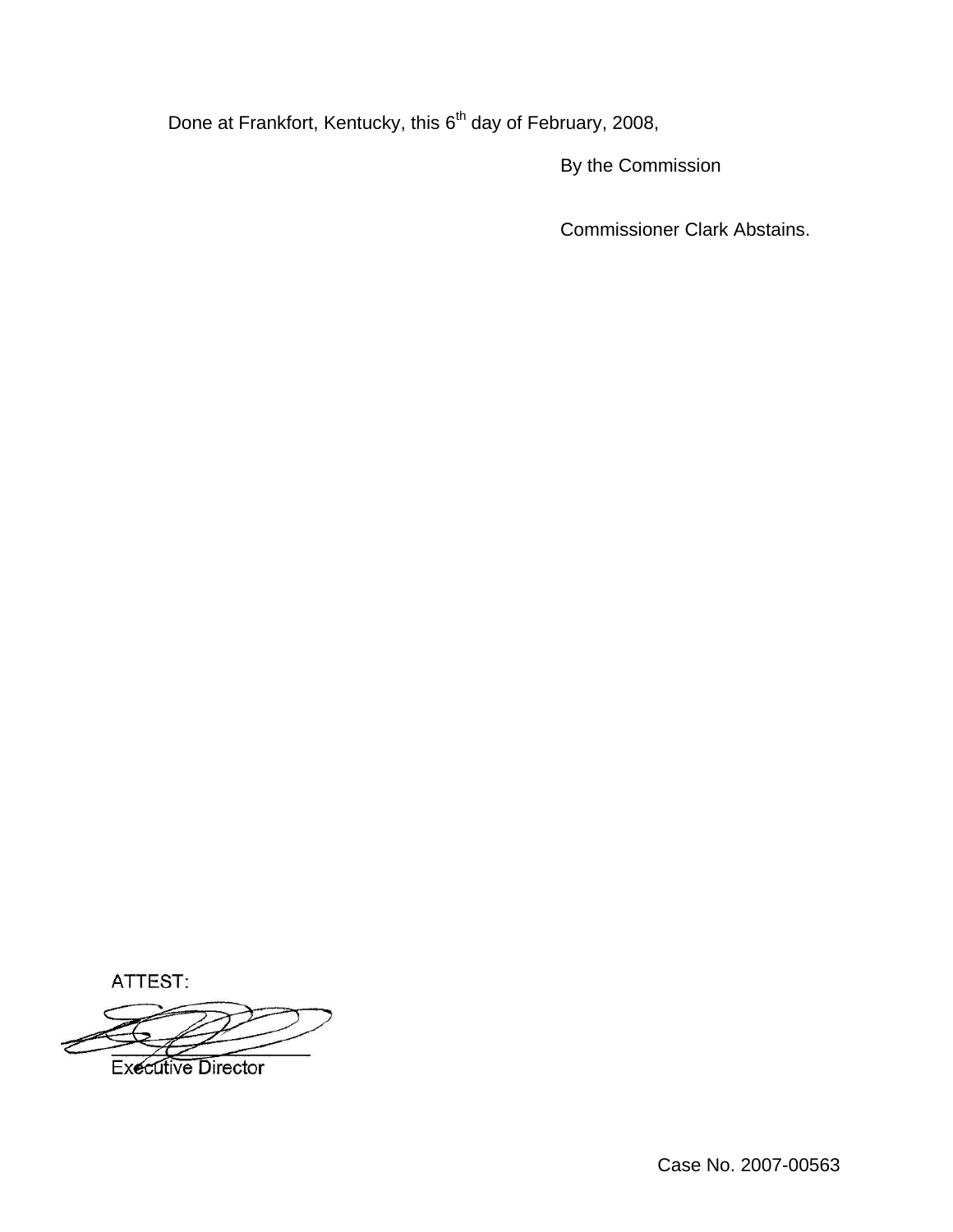Done at Frankfort, Kentucky, this 6th day of February, 2008,

By the Commission

Commissioner Clark Abstains.

ATTEST:

Executive Director

Case No. 2007-00563